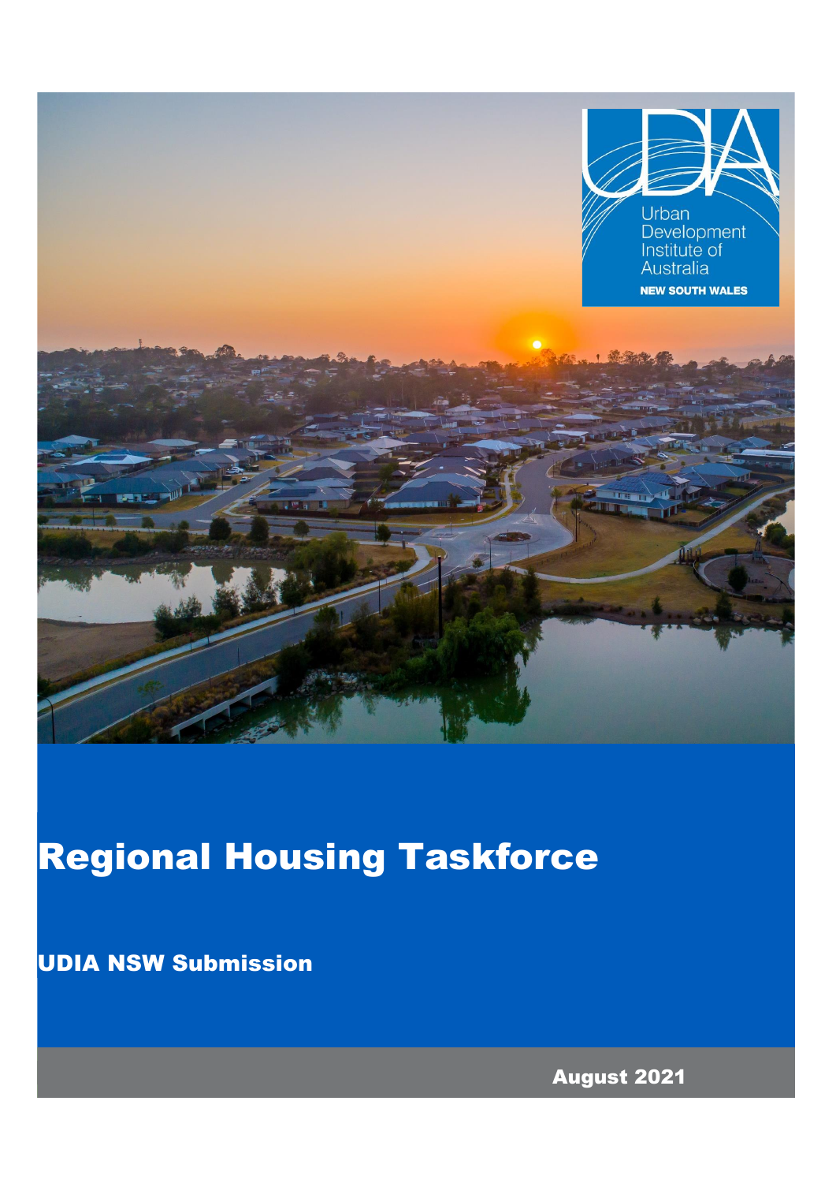Urban Development Institute of Australia

NEW SOUTH WALES

# Regional Housing Taskforce

## UDIA NSW Submission

August 2021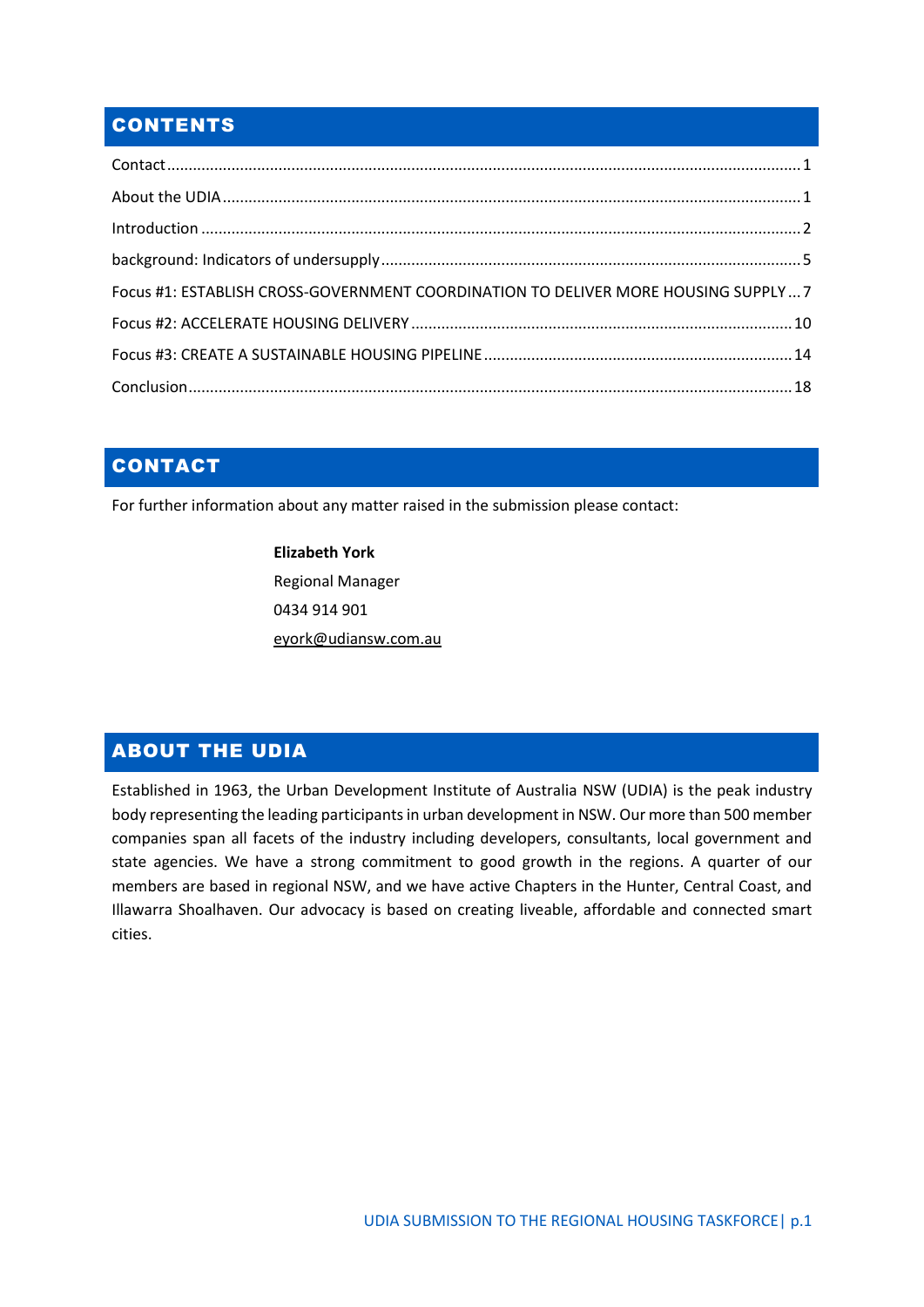## CONTENTS

Contact ........................................................................................................................................ 1

About the UDIA ............................................................................................................................ 1

Introduction ................................................................................................................................. 2

background: Indicators of undersupply ........................................................................................ 5

Focus #1: ESTABLISH CROSS-GOVERNMENT COORDINATION TO DELIVER MORE HOUSING SUPPLY ... 7

Focus #2: ACCELERATE HOUSING DELIVERY ............................................................................... 10

Focus #3: CREATE A SUSTAINABLE HOUSING PIPELINE ............................................................... 14

Conclusion .................................................................................................................................. 18

## CONTACT

For further information about any matter raised in the submission please contact:

**Elizabeth York**
Regional Manager
0434 914 901
eyork@udiansw.com.au

## ABOUT THE UDIA

Established in 1963, the Urban Development Institute of Australia NSW (UDIA) is the peak industry body representing the leading participants in urban development in NSW. Our more than 500 member companies span all facets of the industry including developers, consultants, local government and state agencies. We have a strong commitment to good growth in the regions. A quarter of our members are based in regional NSW, and we have active Chapters in the Hunter, Central Coast, and Illawarra Shoalhaven. Our advocacy is based on creating liveable, affordable and connected smart cities.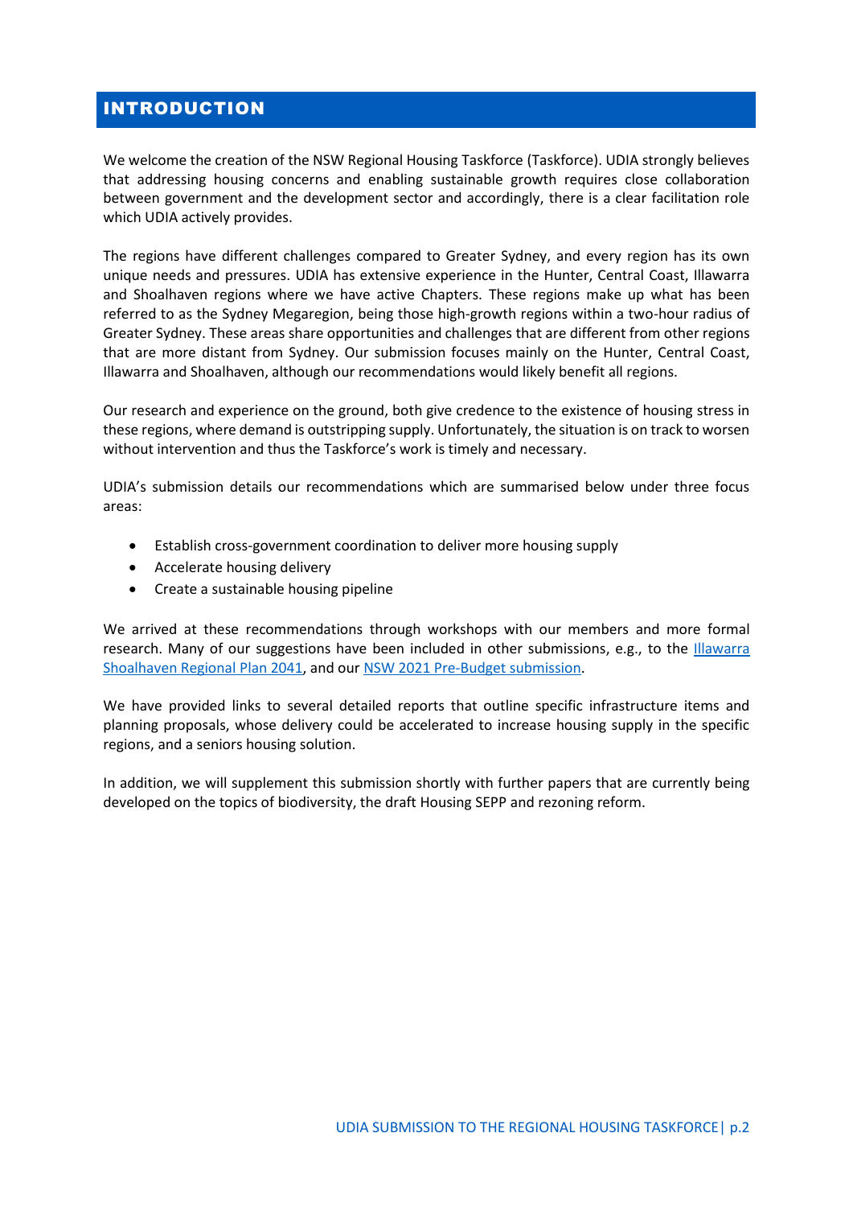# INTRODUCTION

We welcome the creation of the NSW Regional Housing Taskforce (Taskforce). UDIA strongly believes that addressing housing concerns and enabling sustainable growth requires close collaboration between government and the development sector and accordingly, there is a clear facilitation role which UDIA actively provides.

The regions have different challenges compared to Greater Sydney, and every region has its own unique needs and pressures. UDIA has extensive experience in the Hunter, Central Coast, Illawarra and Shoalhaven regions where we have active Chapters. These regions make up what has been referred to as the Sydney Megaregion, being those high-growth regions within a two-hour radius of Greater Sydney. These areas share opportunities and challenges that are different from other regions that are more distant from Sydney. Our submission focuses mainly on the Hunter, Central Coast, Illawarra and Shoalhaven, although our recommendations would likely benefit all regions.

Our research and experience on the ground, both give credence to the existence of housing stress in these regions, where demand is outstripping supply. Unfortunately, the situation is on track to worsen without intervention and thus the Taskforce's work is timely and necessary.

UDIA's submission details our recommendations which are summarised below under three focus areas:

- Establish cross-government coordination to deliver more housing supply
- Accelerate housing delivery
- Create a sustainable housing pipeline

We arrived at these recommendations through workshops with our members and more formal research. Many of our suggestions have been included in other submissions, e.g., to the Illawarra Shoalhaven Regional Plan 2041, and our NSW 2021 Pre-Budget submission.

We have provided links to several detailed reports that outline specific infrastructure items and planning proposals, whose delivery could be accelerated to increase housing supply in the specific regions, and a seniors housing solution.

In addition, we will supplement this submission shortly with further papers that are currently being developed on the topics of biodiversity, the draft Housing SEPP and rezoning reform.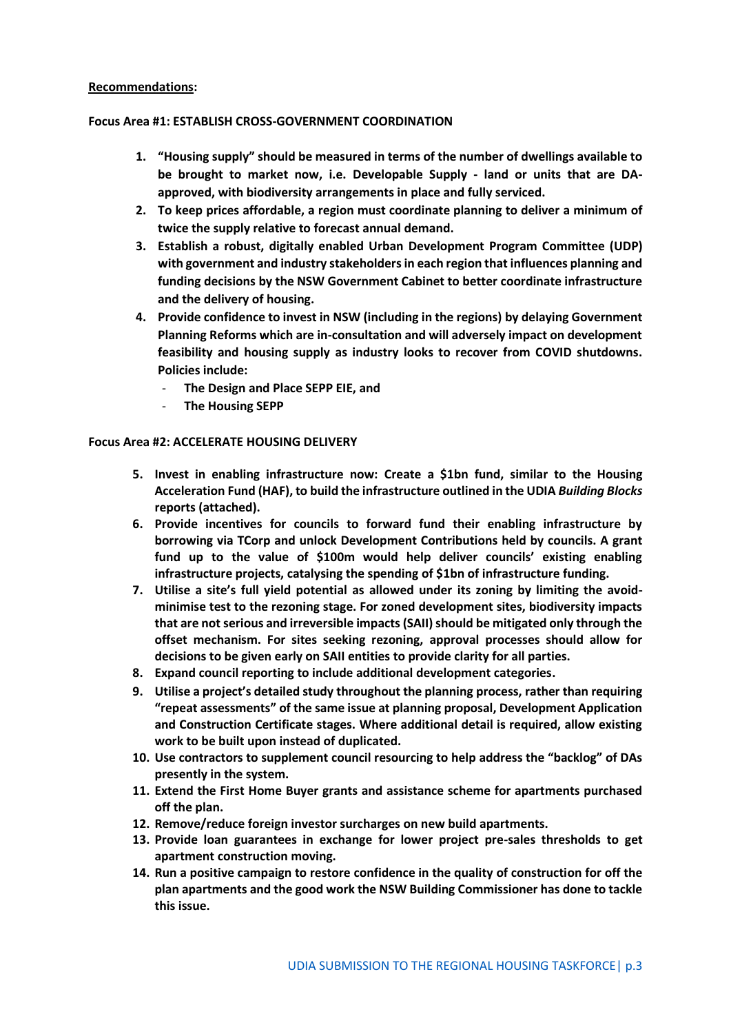**<u>Recommendations</u>:**

**Focus Area #1: ESTABLISH CROSS-GOVERNMENT COORDINATION**

1. **"Housing supply" should be measured in terms of the number of dwellings available to be brought to market now, i.e. Developable Supply - land or units that are DA-approved, with biodiversity arrangements in place and fully serviced.**
2. **To keep prices affordable, a region must coordinate planning to deliver a minimum of twice the supply relative to forecast annual demand.**
3. **Establish a robust, digitally enabled Urban Development Program Committee (UDP) with government and industry stakeholders in each region that influences planning and funding decisions by the NSW Government Cabinet to better coordinate infrastructure and the delivery of housing.**
4. **Provide confidence to invest in NSW (including in the regions) by delaying Government Planning Reforms which are in-consultation and will adversely impact on development feasibility and housing supply as industry looks to recover from COVID shutdowns. Policies include:**
   - **The Design and Place SEPP EIE, and**
   - **The Housing SEPP**

**Focus Area #2: ACCELERATE HOUSING DELIVERY**

5. **Invest in enabling infrastructure now: Create a $1bn fund, similar to the Housing Acceleration Fund (HAF), to build the infrastructure outlined in the UDIA *Building Blocks* reports (attached).**
6. **Provide incentives for councils to forward fund their enabling infrastructure by borrowing via TCorp and unlock Development Contributions held by councils. A grant fund up to the value of $100m would help deliver councils' existing enabling infrastructure projects, catalysing the spending of $1bn of infrastructure funding.**
7. **Utilise a site's full yield potential as allowed under its zoning by limiting the avoid-minimise test to the rezoning stage. For zoned development sites, biodiversity impacts that are not serious and irreversible impacts (SAII) should be mitigated only through the offset mechanism. For sites seeking rezoning, approval processes should allow for decisions to be given early on SAII entities to provide clarity for all parties.**
8. **Expand council reporting to include additional development categories.**
9. **Utilise a project's detailed study throughout the planning process, rather than requiring "repeat assessments" of the same issue at planning proposal, Development Application and Construction Certificate stages. Where additional detail is required, allow existing work to be built upon instead of duplicated.**
10. **Use contractors to supplement council resourcing to help address the "backlog" of DAs presently in the system.**
11. **Extend the First Home Buyer grants and assistance scheme for apartments purchased off the plan.**
12. **Remove/reduce foreign investor surcharges on new build apartments.**
13. **Provide loan guarantees in exchange for lower project pre-sales thresholds to get apartment construction moving.**
14. **Run a positive campaign to restore confidence in the quality of construction for off the plan apartments and the good work the NSW Building Commissioner has done to tackle this issue.**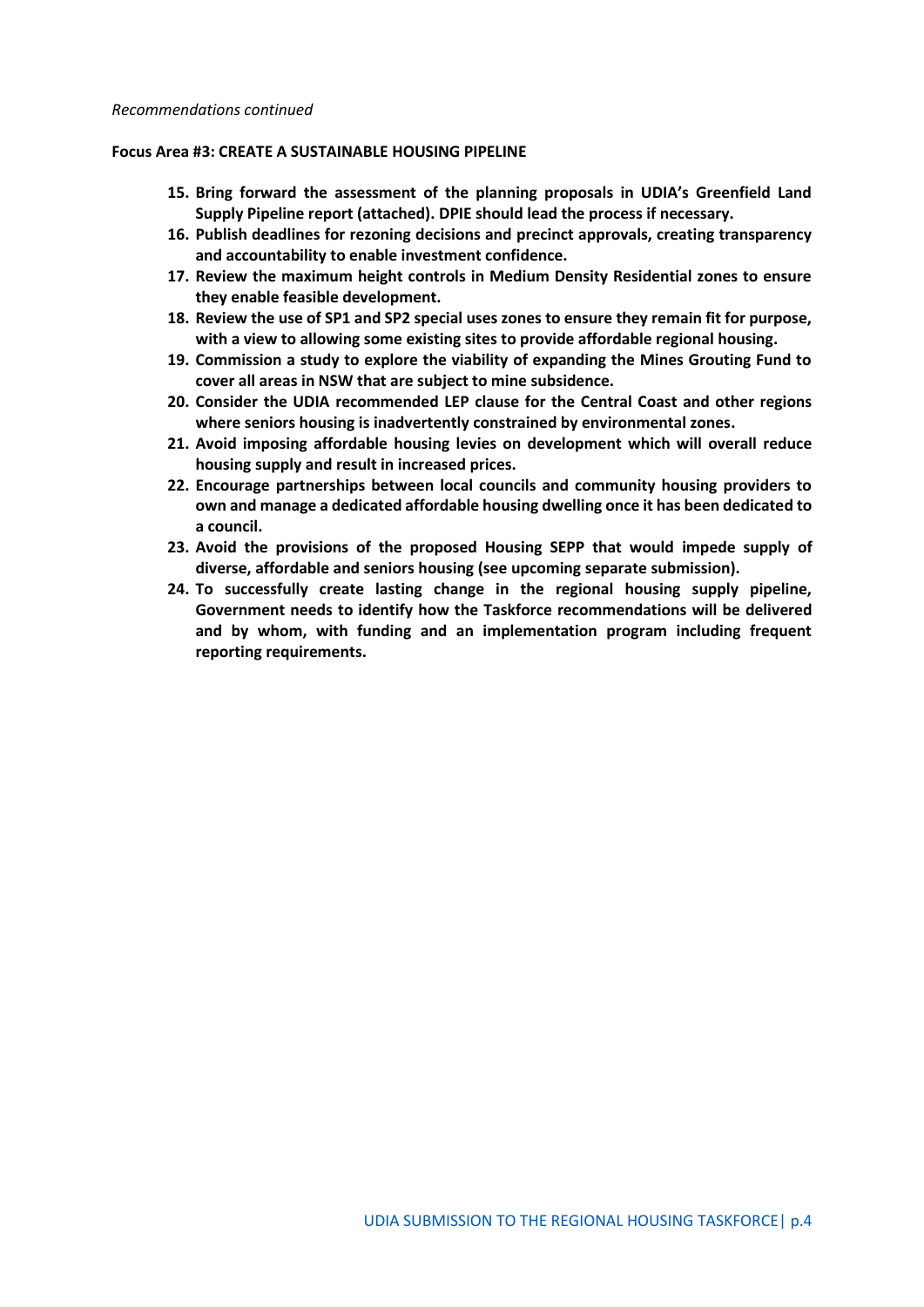*Recommendations continued*

**Focus Area #3: CREATE A SUSTAINABLE HOUSING PIPELINE**

15. **Bring forward the assessment of the planning proposals in UDIA's Greenfield Land Supply Pipeline report (attached). DPIE should lead the process if necessary.**
16. **Publish deadlines for rezoning decisions and precinct approvals, creating transparency and accountability to enable investment confidence.**
17. **Review the maximum height controls in Medium Density Residential zones to ensure they enable feasible development.**
18. **Review the use of SP1 and SP2 special uses zones to ensure they remain fit for purpose, with a view to allowing some existing sites to provide affordable regional housing.**
19. **Commission a study to explore the viability of expanding the Mines Grouting Fund to cover all areas in NSW that are subject to mine subsidence.**
20. **Consider the UDIA recommended LEP clause for the Central Coast and other regions where seniors housing is inadvertently constrained by environmental zones.**
21. **Avoid imposing affordable housing levies on development which will overall reduce housing supply and result in increased prices.**
22. **Encourage partnerships between local councils and community housing providers to own and manage a dedicated affordable housing dwelling once it has been dedicated to a council.**
23. **Avoid the provisions of the proposed Housing SEPP that would impede supply of diverse, affordable and seniors housing (see upcoming separate submission).**
24. **To successfully create lasting change in the regional housing supply pipeline, Government needs to identify how the Taskforce recommendations will be delivered and by whom, with funding and an implementation program including frequent reporting requirements.**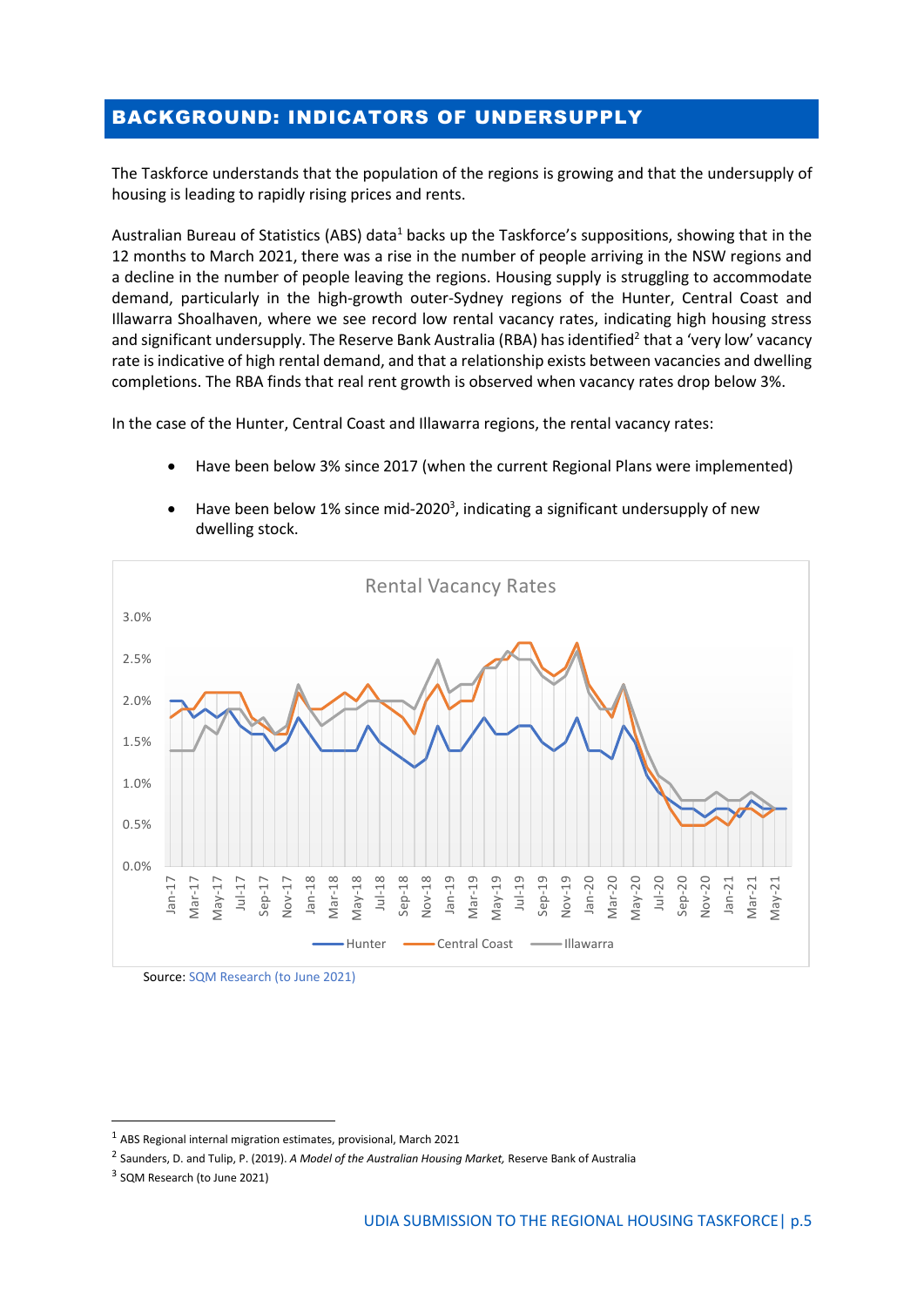## BACKGROUND: INDICATORS OF UNDERSUPPLY

The Taskforce understands that the population of the regions is growing and that the undersupply of housing is leading to rapidly rising prices and rents.

Australian Bureau of Statistics (ABS) data[1] backs up the Taskforce's suppositions, showing that in the 12 months to March 2021, there was a rise in the number of people arriving in the NSW regions and a decline in the number of people leaving the regions. Housing supply is struggling to accommodate demand, particularly in the high-growth outer-Sydney regions of the Hunter, Central Coast and Illawarra Shoalhaven, where we see record low rental vacancy rates, indicating high housing stress and significant undersupply. The Reserve Bank Australia (RBA) has identified[2] that a 'very low' vacancy rate is indicative of high rental demand, and that a relationship exists between vacancies and dwelling completions. The RBA finds that real rent growth is observed when vacancy rates drop below 3%.

In the case of the Hunter, Central Coast and Illawarra regions, the rental vacancy rates:

- Have been below 3% since 2017 (when the current Regional Plans were implemented)
- Have been below 1% since mid-2020[3], indicating a significant undersupply of new dwelling stock.

Rental Vacancy Rates

Source: SQM Research (to June 2021)

---

[1] ABS Regional internal migration estimates, provisional, March 2021

[2] Saunders, D. and Tulip, P. (2019). *A Model of the Australian Housing Market,* Reserve Bank of Australia

[3] SQM Research (to June 2021)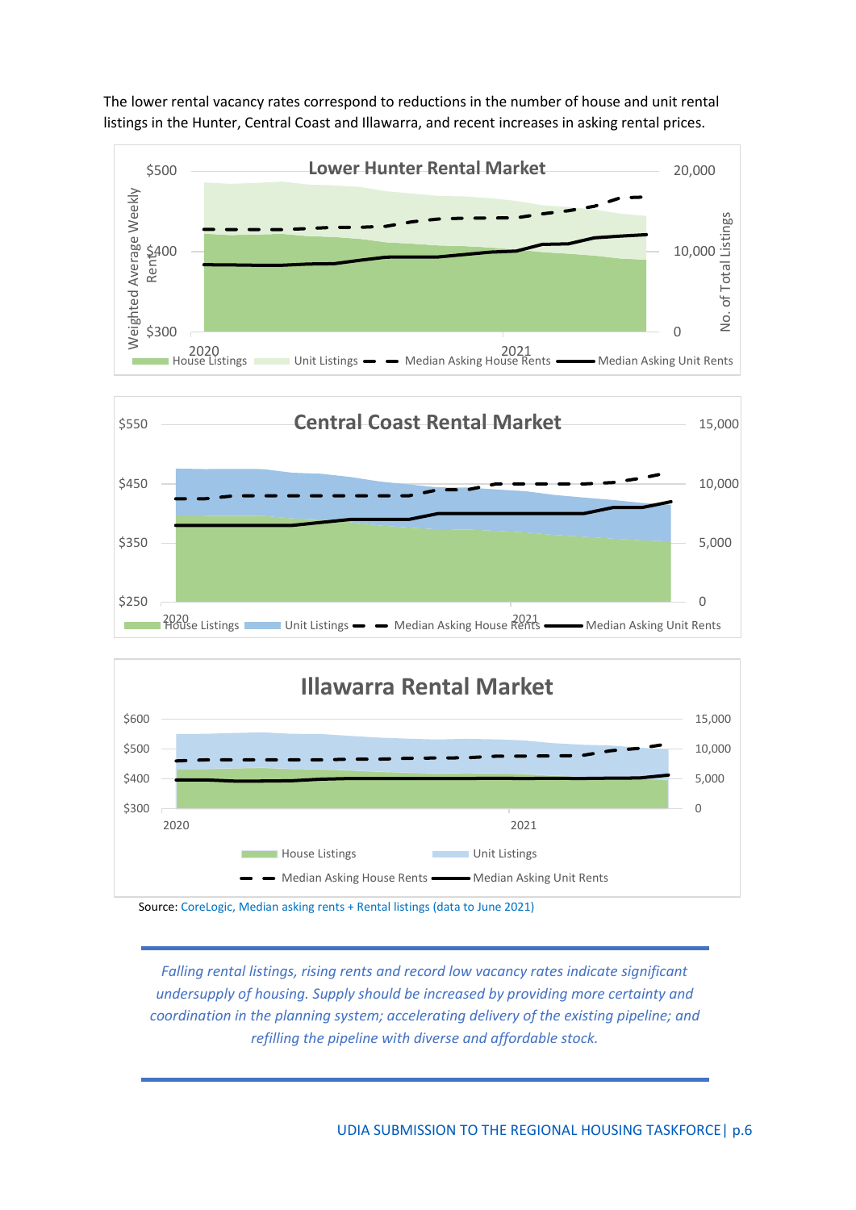The lower rental vacancy rates correspond to reductions in the number of house and unit rental listings in the Hunter, Central Coast and Illawarra, and recent increases in asking rental prices.

Source: CoreLogic, Median asking rents + Rental listings (data to June 2021)

*Falling rental listings, rising rents and record low vacancy rates indicate significant undersupply of housing. Supply should be increased by providing more certainty and coordination in the planning system; accelerating delivery of the existing pipeline; and refilling the pipeline with diverse and affordable stock.*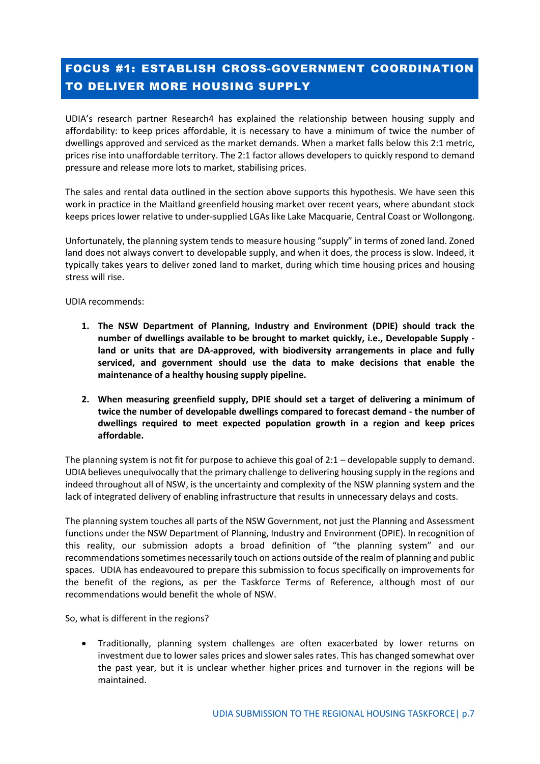## FOCUS #1: ESTABLISH CROSS-GOVERNMENT COORDINATION TO DELIVER MORE HOUSING SUPPLY

UDIA's research partner Research4 has explained the relationship between housing supply and affordability: to keep prices affordable, it is necessary to have a minimum of twice the number of dwellings approved and serviced as the market demands. When a market falls below this 2:1 metric, prices rise into unaffordable territory. The 2:1 factor allows developers to quickly respond to demand pressure and release more lots to market, stabilising prices.

The sales and rental data outlined in the section above supports this hypothesis. We have seen this work in practice in the Maitland greenfield housing market over recent years, where abundant stock keeps prices lower relative to under-supplied LGAs like Lake Macquarie, Central Coast or Wollongong.

Unfortunately, the planning system tends to measure housing "supply" in terms of zoned land. Zoned land does not always convert to developable supply, and when it does, the process is slow. Indeed, it typically takes years to deliver zoned land to market, during which time housing prices and housing stress will rise.

UDIA recommends:

1. **The NSW Department of Planning, Industry and Environment (DPIE) should track the number of dwellings available to be brought to market quickly, i.e., Developable Supply - land or units that are DA-approved, with biodiversity arrangements in place and fully serviced, and government should use the data to make decisions that enable the maintenance of a healthy housing supply pipeline.**

2. **When measuring greenfield supply, DPIE should set a target of delivering a minimum of twice the number of developable dwellings compared to forecast demand - the number of dwellings required to meet expected population growth in a region and keep prices affordable.**

The planning system is not fit for purpose to achieve this goal of 2:1 – developable supply to demand. UDIA believes unequivocally that the primary challenge to delivering housing supply in the regions and indeed throughout all of NSW, is the uncertainty and complexity of the NSW planning system and the lack of integrated delivery of enabling infrastructure that results in unnecessary delays and costs.

The planning system touches all parts of the NSW Government, not just the Planning and Assessment functions under the NSW Department of Planning, Industry and Environment (DPIE). In recognition of this reality, our submission adopts a broad definition of "the planning system" and our recommendations sometimes necessarily touch on actions outside of the realm of planning and public spaces. UDIA has endeavoured to prepare this submission to focus specifically on improvements for the benefit of the regions, as per the Taskforce Terms of Reference, although most of our recommendations would benefit the whole of NSW.

So, what is different in the regions?

- Traditionally, planning system challenges are often exacerbated by lower returns on investment due to lower sales prices and slower sales rates. This has changed somewhat over the past year, but it is unclear whether higher prices and turnover in the regions will be maintained.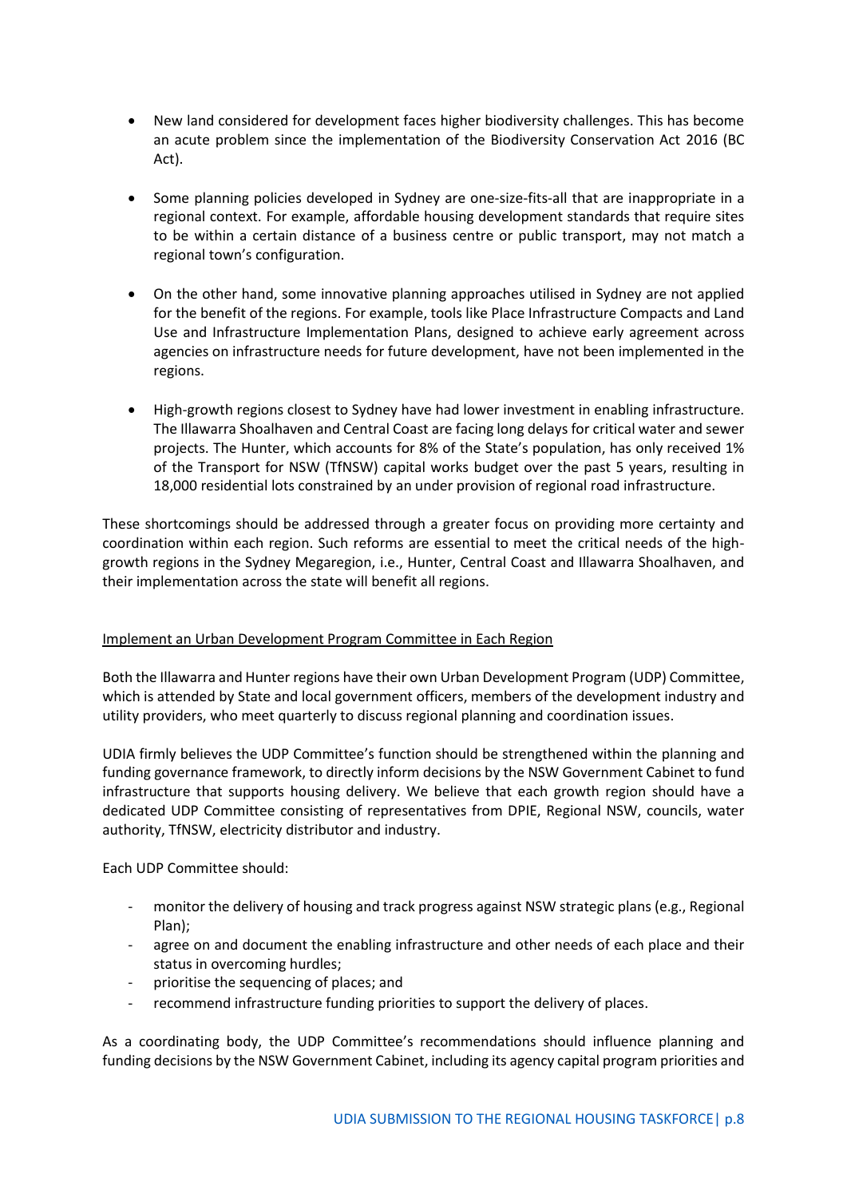- New land considered for development faces higher biodiversity challenges. This has become an acute problem since the implementation of the Biodiversity Conservation Act 2016 (BC Act).

- Some planning policies developed in Sydney are one-size-fits-all that are inappropriate in a regional context. For example, affordable housing development standards that require sites to be within a certain distance of a business centre or public transport, may not match a regional town's configuration.

- On the other hand, some innovative planning approaches utilised in Sydney are not applied for the benefit of the regions. For example, tools like Place Infrastructure Compacts and Land Use and Infrastructure Implementation Plans, designed to achieve early agreement across agencies on infrastructure needs for future development, have not been implemented in the regions.

- High-growth regions closest to Sydney have had lower investment in enabling infrastructure. The Illawarra Shoalhaven and Central Coast are facing long delays for critical water and sewer projects. The Hunter, which accounts for 8% of the State's population, has only received 1% of the Transport for NSW (TfNSW) capital works budget over the past 5 years, resulting in 18,000 residential lots constrained by an under provision of regional road infrastructure.

These shortcomings should be addressed through a greater focus on providing more certainty and coordination within each region. Such reforms are essential to meet the critical needs of the high-growth regions in the Sydney Megaregion, i.e., Hunter, Central Coast and Illawarra Shoalhaven, and their implementation across the state will benefit all regions.

<u>Implement an Urban Development Program Committee in Each Region</u>

Both the Illawarra and Hunter regions have their own Urban Development Program (UDP) Committee, which is attended by State and local government officers, members of the development industry and utility providers, who meet quarterly to discuss regional planning and coordination issues.

UDIA firmly believes the UDP Committee's function should be strengthened within the planning and funding governance framework, to directly inform decisions by the NSW Government Cabinet to fund infrastructure that supports housing delivery. We believe that each growth region should have a dedicated UDP Committee consisting of representatives from DPIE, Regional NSW, councils, water authority, TfNSW, electricity distributor and industry.

Each UDP Committee should:

- monitor the delivery of housing and track progress against NSW strategic plans (e.g., Regional Plan);
- agree on and document the enabling infrastructure and other needs of each place and their status in overcoming hurdles;
- prioritise the sequencing of places; and
- recommend infrastructure funding priorities to support the delivery of places.

As a coordinating body, the UDP Committee's recommendations should influence planning and funding decisions by the NSW Government Cabinet, including its agency capital program priorities and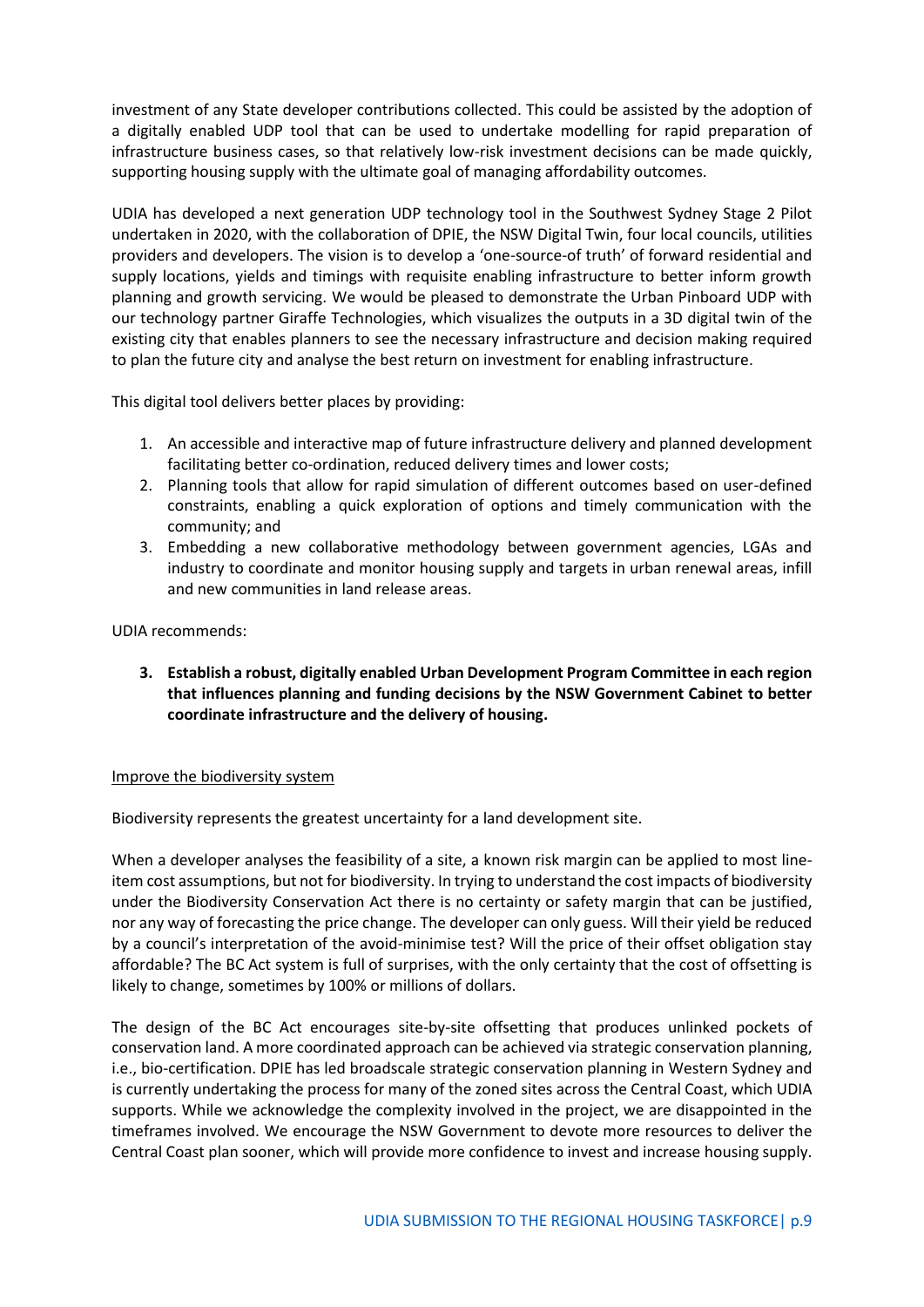investment of any State developer contributions collected. This could be assisted by the adoption of a digitally enabled UDP tool that can be used to undertake modelling for rapid preparation of infrastructure business cases, so that relatively low-risk investment decisions can be made quickly, supporting housing supply with the ultimate goal of managing affordability outcomes.

UDIA has developed a next generation UDP technology tool in the Southwest Sydney Stage 2 Pilot undertaken in 2020, with the collaboration of DPIE, the NSW Digital Twin, four local councils, utilities providers and developers. The vision is to develop a 'one-source-of truth' of forward residential and supply locations, yields and timings with requisite enabling infrastructure to better inform growth planning and growth servicing. We would be pleased to demonstrate the Urban Pinboard UDP with our technology partner Giraffe Technologies, which visualizes the outputs in a 3D digital twin of the existing city that enables planners to see the necessary infrastructure and decision making required to plan the future city and analyse the best return on investment for enabling infrastructure.

This digital tool delivers better places by providing:

1. An accessible and interactive map of future infrastructure delivery and planned development facilitating better co-ordination, reduced delivery times and lower costs;
2. Planning tools that allow for rapid simulation of different outcomes based on user-defined constraints, enabling a quick exploration of options and timely communication with the community; and
3. Embedding a new collaborative methodology between government agencies, LGAs and industry to coordinate and monitor housing supply and targets in urban renewal areas, infill and new communities in land release areas.

UDIA recommends:

3. **Establish a robust, digitally enabled Urban Development Program Committee in each region that influences planning and funding decisions by the NSW Government Cabinet to better coordinate infrastructure and the delivery of housing.**

<u>Improve the biodiversity system</u>

Biodiversity represents the greatest uncertainty for a land development site.

When a developer analyses the feasibility of a site, a known risk margin can be applied to most line-item cost assumptions, but not for biodiversity. In trying to understand the cost impacts of biodiversity under the Biodiversity Conservation Act there is no certainty or safety margin that can be justified, nor any way of forecasting the price change. The developer can only guess. Will their yield be reduced by a council's interpretation of the avoid-minimise test? Will the price of their offset obligation stay affordable? The BC Act system is full of surprises, with the only certainty that the cost of offsetting is likely to change, sometimes by 100% or millions of dollars.

The design of the BC Act encourages site-by-site offsetting that produces unlinked pockets of conservation land. A more coordinated approach can be achieved via strategic conservation planning, i.e., bio-certification. DPIE has led broadscale strategic conservation planning in Western Sydney and is currently undertaking the process for many of the zoned sites across the Central Coast, which UDIA supports. While we acknowledge the complexity involved in the project, we are disappointed in the timeframes involved. We encourage the NSW Government to devote more resources to deliver the Central Coast plan sooner, which will provide more confidence to invest and increase housing supply.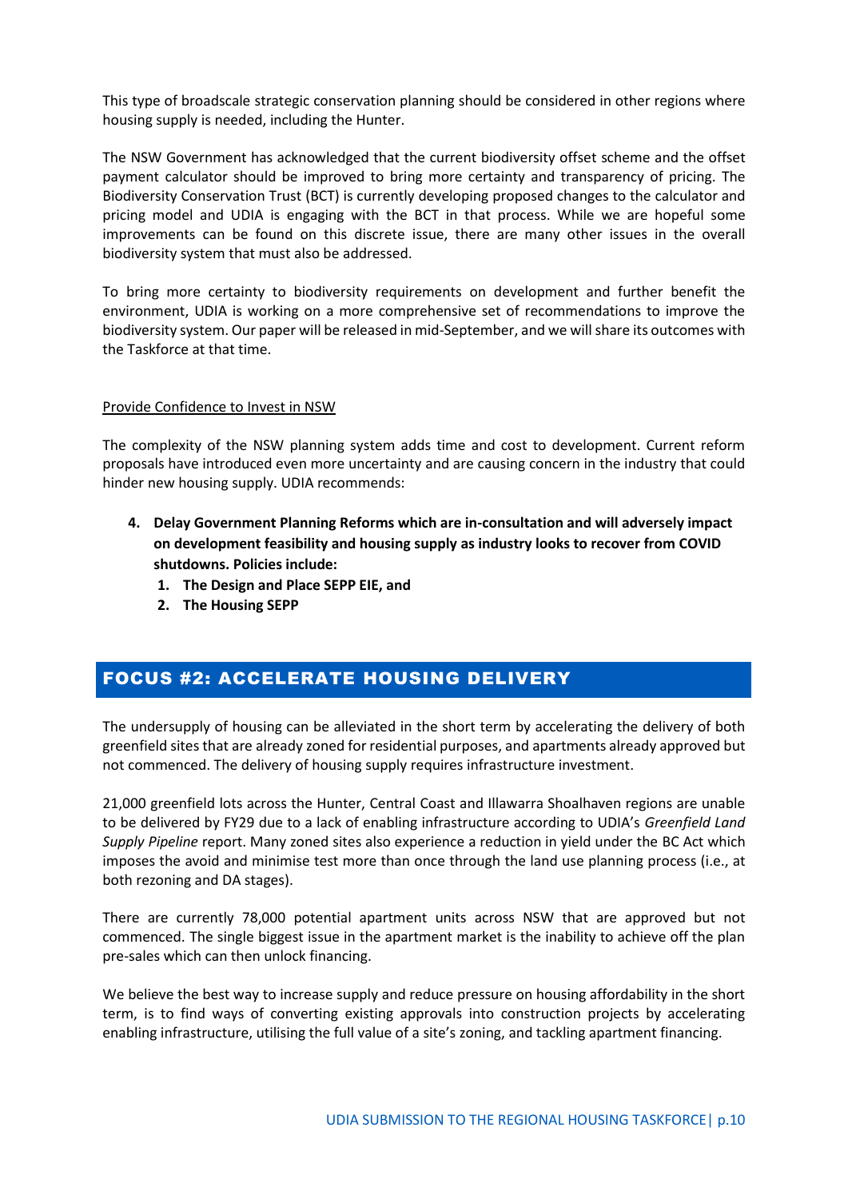This type of broadscale strategic conservation planning should be considered in other regions where housing supply is needed, including the Hunter.

The NSW Government has acknowledged that the current biodiversity offset scheme and the offset payment calculator should be improved to bring more certainty and transparency of pricing. The Biodiversity Conservation Trust (BCT) is currently developing proposed changes to the calculator and pricing model and UDIA is engaging with the BCT in that process. While we are hopeful some improvements can be found on this discrete issue, there are many other issues in the overall biodiversity system that must also be addressed.

To bring more certainty to biodiversity requirements on development and further benefit the environment, UDIA is working on a more comprehensive set of recommendations to improve the biodiversity system. Our paper will be released in mid-September, and we will share its outcomes with the Taskforce at that time.

<u>Provide Confidence to Invest in NSW</u>

The complexity of the NSW planning system adds time and cost to development. Current reform proposals have introduced even more uncertainty and are causing concern in the industry that could hinder new housing supply. UDIA recommends:

4. **Delay Government Planning Reforms which are in-consultation and will adversely impact on development feasibility and housing supply as industry looks to recover from COVID shutdowns. Policies include:**
   1. **The Design and Place SEPP EIE, and**
   2. **The Housing SEPP**

## FOCUS #2: ACCELERATE HOUSING DELIVERY

The undersupply of housing can be alleviated in the short term by accelerating the delivery of both greenfield sites that are already zoned for residential purposes, and apartments already approved but not commenced. The delivery of housing supply requires infrastructure investment.

21,000 greenfield lots across the Hunter, Central Coast and Illawarra Shoalhaven regions are unable to be delivered by FY29 due to a lack of enabling infrastructure according to UDIA's *Greenfield Land Supply Pipeline* report. Many zoned sites also experience a reduction in yield under the BC Act which imposes the avoid and minimise test more than once through the land use planning process (i.e., at both rezoning and DA stages).

There are currently 78,000 potential apartment units across NSW that are approved but not commenced. The single biggest issue in the apartment market is the inability to achieve off the plan pre-sales which can then unlock financing.

We believe the best way to increase supply and reduce pressure on housing affordability in the short term, is to find ways of converting existing approvals into construction projects by accelerating enabling infrastructure, utilising the full value of a site's zoning, and tackling apartment financing.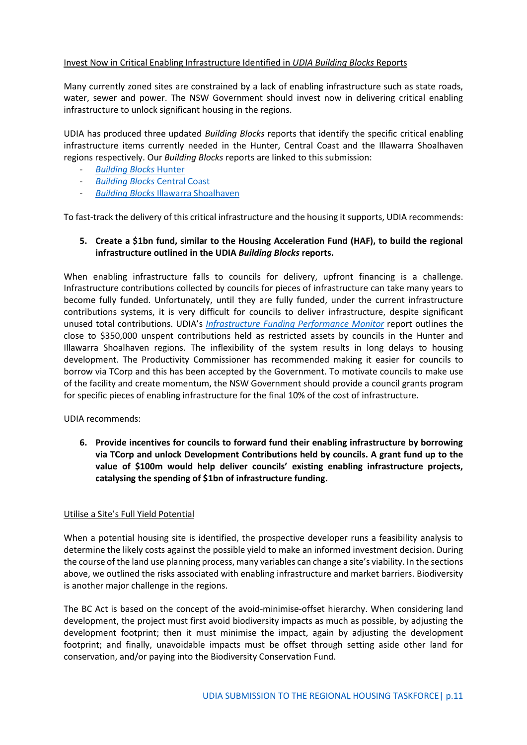Invest Now in Critical Enabling Infrastructure Identified in *UDIA Building Blocks* Reports

Many currently zoned sites are constrained by a lack of enabling infrastructure such as state roads, water, sewer and power. The NSW Government should invest now in delivering critical enabling infrastructure to unlock significant housing in the regions.

UDIA has produced three updated *Building Blocks* reports that identify the specific critical enabling infrastructure items currently needed in the Hunter, Central Coast and the Illawarra Shoalhaven regions respectively. Our *Building Blocks* reports are linked to this submission:

- *Building Blocks* Hunter
- *Building Blocks* Central Coast
- *Building Blocks* Illawarra Shoalhaven

To fast-track the delivery of this critical infrastructure and the housing it supports, UDIA recommends:

5. **Create a $1bn fund, similar to the Housing Acceleration Fund (HAF), to build the regional infrastructure outlined in the UDIA *Building Blocks* reports.**

When enabling infrastructure falls to councils for delivery, upfront financing is a challenge. Infrastructure contributions collected by councils for pieces of infrastructure can take many years to become fully funded. Unfortunately, until they are fully funded, under the current infrastructure contributions systems, it is very difficult for councils to deliver infrastructure, despite significant unused total contributions. UDIA's *Infrastructure Funding Performance Monitor* report outlines the close to $350,000 unspent contributions held as restricted assets by councils in the Hunter and Illawarra Shoalhaven regions. The inflexibility of the system results in long delays to housing development. The Productivity Commissioner has recommended making it easier for councils to borrow via TCorp and this has been accepted by the Government. To motivate councils to make use of the facility and create momentum, the NSW Government should provide a council grants program for specific pieces of enabling infrastructure for the final 10% of the cost of infrastructure.

UDIA recommends:

6. **Provide incentives for councils to forward fund their enabling infrastructure by borrowing via TCorp and unlock Development Contributions held by councils. A grant fund up to the value of $100m would help deliver councils' existing enabling infrastructure projects, catalysing the spending of $1bn of infrastructure funding.**

Utilise a Site's Full Yield Potential

When a potential housing site is identified, the prospective developer runs a feasibility analysis to determine the likely costs against the possible yield to make an informed investment decision. During the course of the land use planning process, many variables can change a site's viability. In the sections above, we outlined the risks associated with enabling infrastructure and market barriers. Biodiversity is another major challenge in the regions.

The BC Act is based on the concept of the avoid-minimise-offset hierarchy. When considering land development, the project must first avoid biodiversity impacts as much as possible, by adjusting the development footprint; then it must minimise the impact, again by adjusting the development footprint; and finally, unavoidable impacts must be offset through setting aside other land for conservation, and/or paying into the Biodiversity Conservation Fund.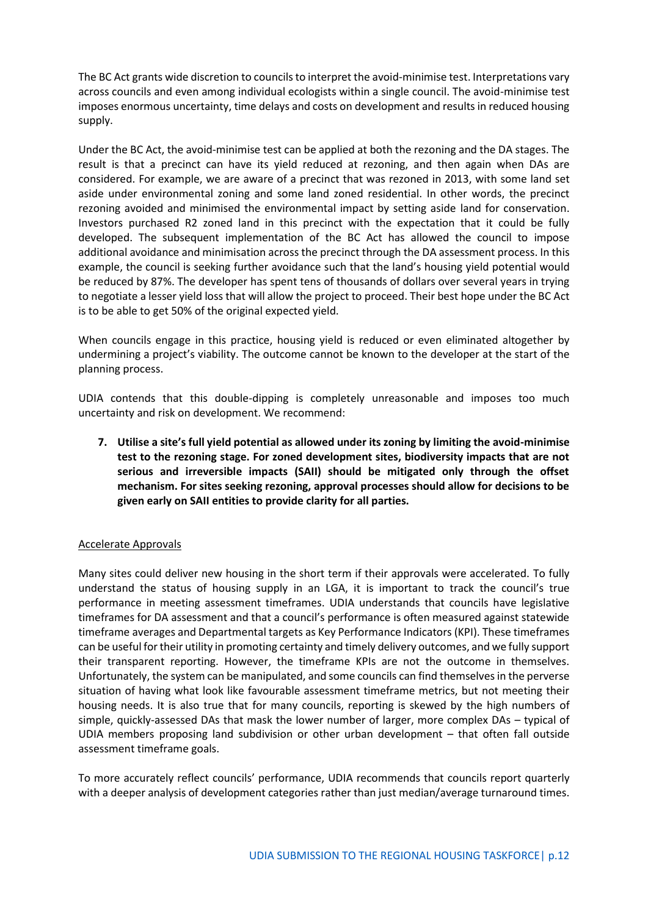The BC Act grants wide discretion to councils to interpret the avoid-minimise test. Interpretations vary across councils and even among individual ecologists within a single council. The avoid-minimise test imposes enormous uncertainty, time delays and costs on development and results in reduced housing supply.

Under the BC Act, the avoid-minimise test can be applied at both the rezoning and the DA stages. The result is that a precinct can have its yield reduced at rezoning, and then again when DAs are considered. For example, we are aware of a precinct that was rezoned in 2013, with some land set aside under environmental zoning and some land zoned residential. In other words, the precinct rezoning avoided and minimised the environmental impact by setting aside land for conservation. Investors purchased R2 zoned land in this precinct with the expectation that it could be fully developed. The subsequent implementation of the BC Act has allowed the council to impose additional avoidance and minimisation across the precinct through the DA assessment process. In this example, the council is seeking further avoidance such that the land's housing yield potential would be reduced by 87%. The developer has spent tens of thousands of dollars over several years in trying to negotiate a lesser yield loss that will allow the project to proceed. Their best hope under the BC Act is to be able to get 50% of the original expected yield.

When councils engage in this practice, housing yield is reduced or even eliminated altogether by undermining a project's viability. The outcome cannot be known to the developer at the start of the planning process.

UDIA contends that this double-dipping is completely unreasonable and imposes too much uncertainty and risk on development. We recommend:

7. **Utilise a site's full yield potential as allowed under its zoning by limiting the avoid-minimise test to the rezoning stage. For zoned development sites, biodiversity impacts that are not serious and irreversible impacts (SAII) should be mitigated only through the offset mechanism. For sites seeking rezoning, approval processes should allow for decisions to be given early on SAII entities to provide clarity for all parties.**

<u>Accelerate Approvals</u>

Many sites could deliver new housing in the short term if their approvals were accelerated. To fully understand the status of housing supply in an LGA, it is important to track the council's true performance in meeting assessment timeframes. UDIA understands that councils have legislative timeframes for DA assessment and that a council's performance is often measured against statewide timeframe averages and Departmental targets as Key Performance Indicators (KPI). These timeframes can be useful for their utility in promoting certainty and timely delivery outcomes, and we fully support their transparent reporting. However, the timeframe KPIs are not the outcome in themselves. Unfortunately, the system can be manipulated, and some councils can find themselves in the perverse situation of having what look like favourable assessment timeframe metrics, but not meeting their housing needs. It is also true that for many councils, reporting is skewed by the high numbers of simple, quickly-assessed DAs that mask the lower number of larger, more complex DAs – typical of UDIA members proposing land subdivision or other urban development – that often fall outside assessment timeframe goals.

To more accurately reflect councils' performance, UDIA recommends that councils report quarterly with a deeper analysis of development categories rather than just median/average turnaround times.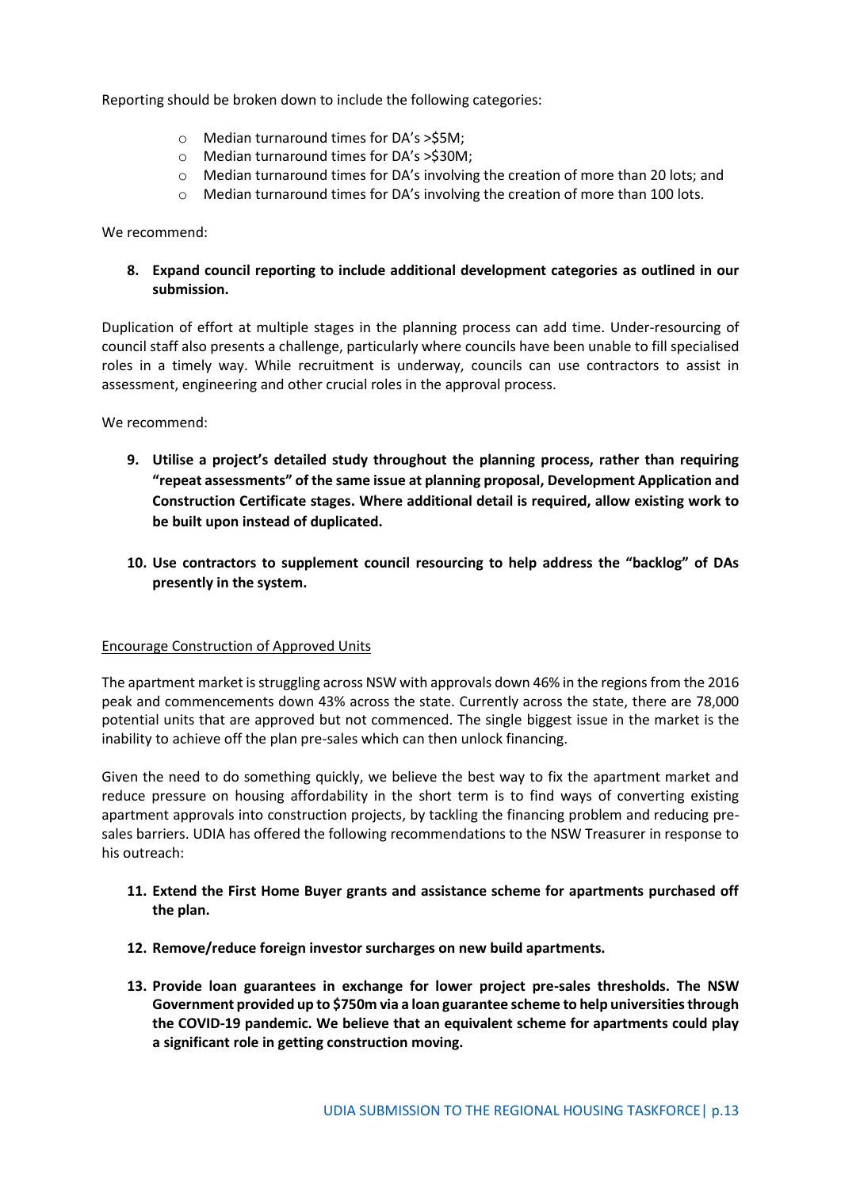Reporting should be broken down to include the following categories:

- Median turnaround times for DA's >$5M;
- Median turnaround times for DA's >$30M;
- Median turnaround times for DA's involving the creation of more than 20 lots; and
- Median turnaround times for DA's involving the creation of more than 100 lots.

We recommend:

8. **Expand council reporting to include additional development categories as outlined in our submission.**

Duplication of effort at multiple stages in the planning process can add time. Under-resourcing of council staff also presents a challenge, particularly where councils have been unable to fill specialised roles in a timely way. While recruitment is underway, councils can use contractors to assist in assessment, engineering and other crucial roles in the approval process.

We recommend:

9. **Utilise a project's detailed study throughout the planning process, rather than requiring "repeat assessments" of the same issue at planning proposal, Development Application and Construction Certificate stages. Where additional detail is required, allow existing work to be built upon instead of duplicated.**

10. **Use contractors to supplement council resourcing to help address the "backlog" of DAs presently in the system.**

<u>Encourage Construction of Approved Units</u>

The apartment market is struggling across NSW with approvals down 46% in the regions from the 2016 peak and commencements down 43% across the state. Currently across the state, there are 78,000 potential units that are approved but not commenced. The single biggest issue in the market is the inability to achieve off the plan pre-sales which can then unlock financing.

Given the need to do something quickly, we believe the best way to fix the apartment market and reduce pressure on housing affordability in the short term is to find ways of converting existing apartment approvals into construction projects, by tackling the financing problem and reducing pre-sales barriers. UDIA has offered the following recommendations to the NSW Treasurer in response to his outreach:

11. **Extend the First Home Buyer grants and assistance scheme for apartments purchased off the plan.**

12. **Remove/reduce foreign investor surcharges on new build apartments.**

13. **Provide loan guarantees in exchange for lower project pre-sales thresholds. The NSW Government provided up to $750m via a loan guarantee scheme to help universities through the COVID-19 pandemic. We believe that an equivalent scheme for apartments could play a significant role in getting construction moving.**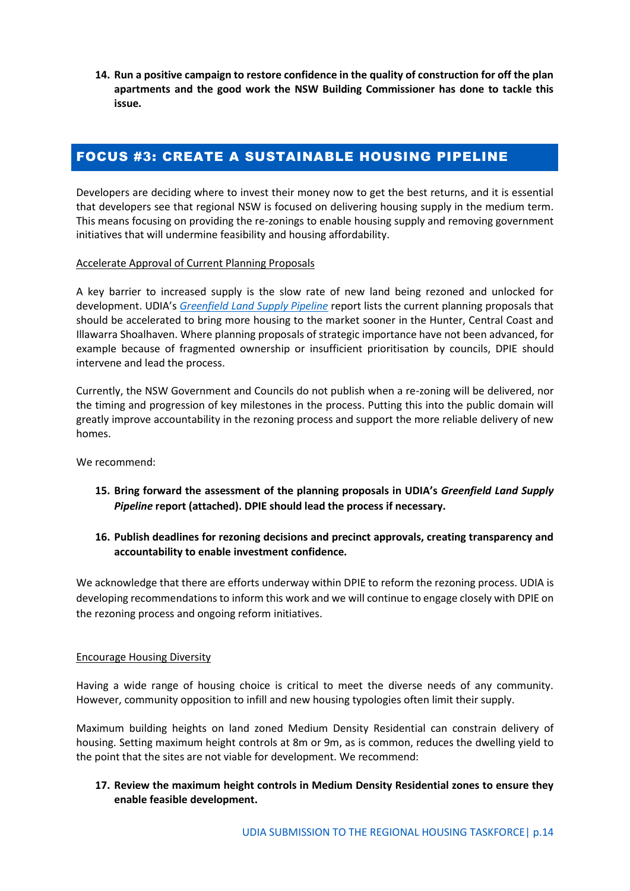14. **Run a positive campaign to restore confidence in the quality of construction for off the plan apartments and the good work the NSW Building Commissioner has done to tackle this issue.**

## FOCUS #3: CREATE A SUSTAINABLE HOUSING PIPELINE

Developers are deciding where to invest their money now to get the best returns, and it is essential that developers see that regional NSW is focused on delivering housing supply in the medium term. This means focusing on providing the re-zonings to enable housing supply and removing government initiatives that will undermine feasibility and housing affordability.

### Accelerate Approval of Current Planning Proposals

A key barrier to increased supply is the slow rate of new land being rezoned and unlocked for development. UDIA's *Greenfield Land Supply Pipeline* report lists the current planning proposals that should be accelerated to bring more housing to the market sooner in the Hunter, Central Coast and Illawarra Shoalhaven. Where planning proposals of strategic importance have not been advanced, for example because of fragmented ownership or insufficient prioritisation by councils, DPIE should intervene and lead the process.

Currently, the NSW Government and Councils do not publish when a re-zoning will be delivered, nor the timing and progression of key milestones in the process. Putting this into the public domain will greatly improve accountability in the rezoning process and support the more reliable delivery of new homes.

We recommend:

15. **Bring forward the assessment of the planning proposals in UDIA's *Greenfield Land Supply Pipeline* report (attached). DPIE should lead the process if necessary.**

16. **Publish deadlines for rezoning decisions and precinct approvals, creating transparency and accountability to enable investment confidence.**

We acknowledge that there are efforts underway within DPIE to reform the rezoning process. UDIA is developing recommendations to inform this work and we will continue to engage closely with DPIE on the rezoning process and ongoing reform initiatives.

### Encourage Housing Diversity

Having a wide range of housing choice is critical to meet the diverse needs of any community. However, community opposition to infill and new housing typologies often limit their supply.

Maximum building heights on land zoned Medium Density Residential can constrain delivery of housing. Setting maximum height controls at 8m or 9m, as is common, reduces the dwelling yield to the point that the sites are not viable for development. We recommend:

17. **Review the maximum height controls in Medium Density Residential zones to ensure they enable feasible development.**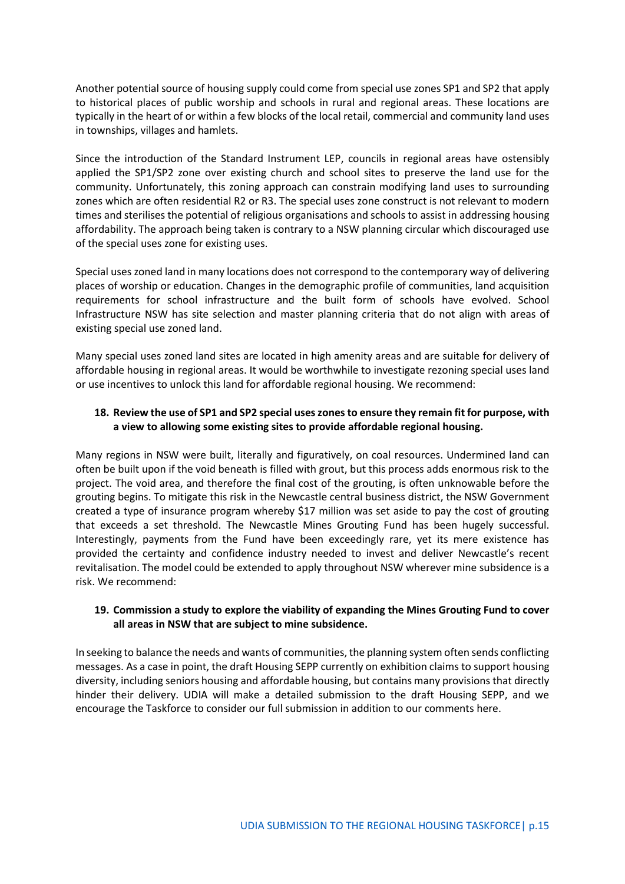Another potential source of housing supply could come from special use zones SP1 and SP2 that apply to historical places of public worship and schools in rural and regional areas. These locations are typically in the heart of or within a few blocks of the local retail, commercial and community land uses in townships, villages and hamlets.

Since the introduction of the Standard Instrument LEP, councils in regional areas have ostensibly applied the SP1/SP2 zone over existing church and school sites to preserve the land use for the community. Unfortunately, this zoning approach can constrain modifying land uses to surrounding zones which are often residential R2 or R3. The special uses zone construct is not relevant to modern times and sterilises the potential of religious organisations and schools to assist in addressing housing affordability. The approach being taken is contrary to a NSW planning circular which discouraged use of the special uses zone for existing uses.

Special uses zoned land in many locations does not correspond to the contemporary way of delivering places of worship or education. Changes in the demographic profile of communities, land acquisition requirements for school infrastructure and the built form of schools have evolved. School Infrastructure NSW has site selection and master planning criteria that do not align with areas of existing special use zoned land.

Many special uses zoned land sites are located in high amenity areas and are suitable for delivery of affordable housing in regional areas. It would be worthwhile to investigate rezoning special uses land or use incentives to unlock this land for affordable regional housing. We recommend:

18. **Review the use of SP1 and SP2 special uses zones to ensure they remain fit for purpose, with a view to allowing some existing sites to provide affordable regional housing.**

Many regions in NSW were built, literally and figuratively, on coal resources. Undermined land can often be built upon if the void beneath is filled with grout, but this process adds enormous risk to the project. The void area, and therefore the final cost of the grouting, is often unknowable before the grouting begins. To mitigate this risk in the Newcastle central business district, the NSW Government created a type of insurance program whereby $17 million was set aside to pay the cost of grouting that exceeds a set threshold. The Newcastle Mines Grouting Fund has been hugely successful. Interestingly, payments from the Fund have been exceedingly rare, yet its mere existence has provided the certainty and confidence industry needed to invest and deliver Newcastle's recent revitalisation. The model could be extended to apply throughout NSW wherever mine subsidence is a risk. We recommend:

19. **Commission a study to explore the viability of expanding the Mines Grouting Fund to cover all areas in NSW that are subject to mine subsidence.**

In seeking to balance the needs and wants of communities, the planning system often sends conflicting messages. As a case in point, the draft Housing SEPP currently on exhibition claims to support housing diversity, including seniors housing and affordable housing, but contains many provisions that directly hinder their delivery. UDIA will make a detailed submission to the draft Housing SEPP, and we encourage the Taskforce to consider our full submission in addition to our comments here.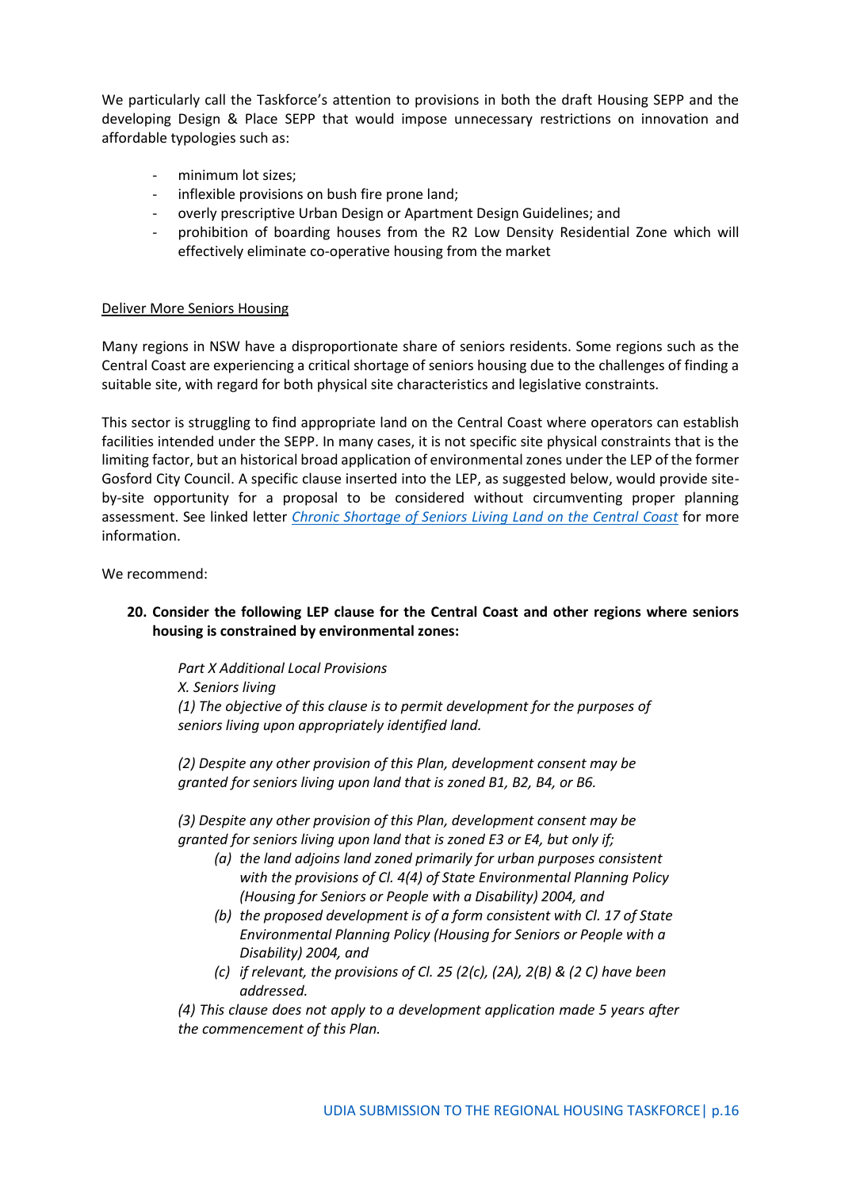We particularly call the Taskforce's attention to provisions in both the draft Housing SEPP and the developing Design & Place SEPP that would impose unnecessary restrictions on innovation and affordable typologies such as:

- minimum lot sizes;
- inflexible provisions on bush fire prone land;
- overly prescriptive Urban Design or Apartment Design Guidelines; and
- prohibition of boarding houses from the R2 Low Density Residential Zone which will effectively eliminate co-operative housing from the market

<u>Deliver More Seniors Housing</u>

Many regions in NSW have a disproportionate share of seniors residents. Some regions such as the Central Coast are experiencing a critical shortage of seniors housing due to the challenges of finding a suitable site, with regard for both physical site characteristics and legislative constraints.

This sector is struggling to find appropriate land on the Central Coast where operators can establish facilities intended under the SEPP. In many cases, it is not specific site physical constraints that is the limiting factor, but an historical broad application of environmental zones under the LEP of the former Gosford City Council. A specific clause inserted into the LEP, as suggested below, would provide site-by-site opportunity for a proposal to be considered without circumventing proper planning assessment. See linked letter *Chronic Shortage of Seniors Living Land on the Central Coast* for more information.

We recommend:

**20. Consider the following LEP clause for the Central Coast and other regions where seniors housing is constrained by environmental zones:**

*Part X Additional Local Provisions*
*X. Seniors living*
*(1) The objective of this clause is to permit development for the purposes of seniors living upon appropriately identified land.*

*(2) Despite any other provision of this Plan, development consent may be granted for seniors living upon land that is zoned B1, B2, B4, or B6.*

*(3) Despite any other provision of this Plan, development consent may be granted for seniors living upon land that is zoned E3 or E4, but only if;*

*(a) the land adjoins land zoned primarily for urban purposes consistent with the provisions of Cl. 4(4) of State Environmental Planning Policy (Housing for Seniors or People with a Disability) 2004, and*

*(b) the proposed development is of a form consistent with Cl. 17 of State Environmental Planning Policy (Housing for Seniors or People with a Disability) 2004, and*

*(c) if relevant, the provisions of Cl. 25 (2(c), (2A), 2(B) & (2 C) have been addressed.*

*(4) This clause does not apply to a development application made 5 years after the commencement of this Plan.*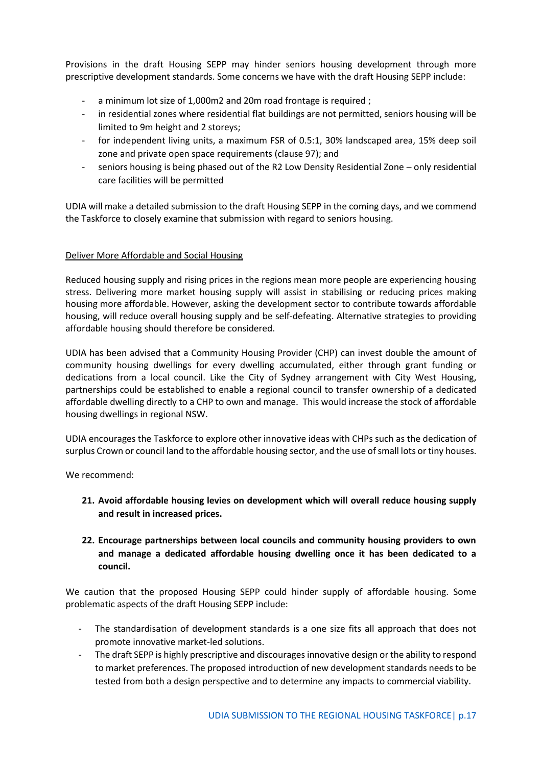Provisions in the draft Housing SEPP may hinder seniors housing development through more prescriptive development standards. Some concerns we have with the draft Housing SEPP include:

- a minimum lot size of 1,000m2 and 20m road frontage is required ;
- in residential zones where residential flat buildings are not permitted, seniors housing will be limited to 9m height and 2 storeys;
- for independent living units, a maximum FSR of 0.5:1, 30% landscaped area, 15% deep soil zone and private open space requirements (clause 97); and
- seniors housing is being phased out of the R2 Low Density Residential Zone – only residential care facilities will be permitted

UDIA will make a detailed submission to the draft Housing SEPP in the coming days, and we commend the Taskforce to closely examine that submission with regard to seniors housing.

<u>Deliver More Affordable and Social Housing</u>

Reduced housing supply and rising prices in the regions mean more people are experiencing housing stress. Delivering more market housing supply will assist in stabilising or reducing prices making housing more affordable. However, asking the development sector to contribute towards affordable housing, will reduce overall housing supply and be self-defeating. Alternative strategies to providing affordable housing should therefore be considered.

UDIA has been advised that a Community Housing Provider (CHP) can invest double the amount of community housing dwellings for every dwelling accumulated, either through grant funding or dedications from a local council. Like the City of Sydney arrangement with City West Housing, partnerships could be established to enable a regional council to transfer ownership of a dedicated affordable dwelling directly to a CHP to own and manage. This would increase the stock of affordable housing dwellings in regional NSW.

UDIA encourages the Taskforce to explore other innovative ideas with CHPs such as the dedication of surplus Crown or council land to the affordable housing sector, and the use of small lots or tiny houses.

We recommend:

21. **Avoid affordable housing levies on development which will overall reduce housing supply and result in increased prices.**

22. **Encourage partnerships between local councils and community housing providers to own and manage a dedicated affordable housing dwelling once it has been dedicated to a council.**

We caution that the proposed Housing SEPP could hinder supply of affordable housing. Some problematic aspects of the draft Housing SEPP include:

- The standardisation of development standards is a one size fits all approach that does not promote innovative market-led solutions.
- The draft SEPP is highly prescriptive and discourages innovative design or the ability to respond to market preferences. The proposed introduction of new development standards needs to be tested from both a design perspective and to determine any impacts to commercial viability.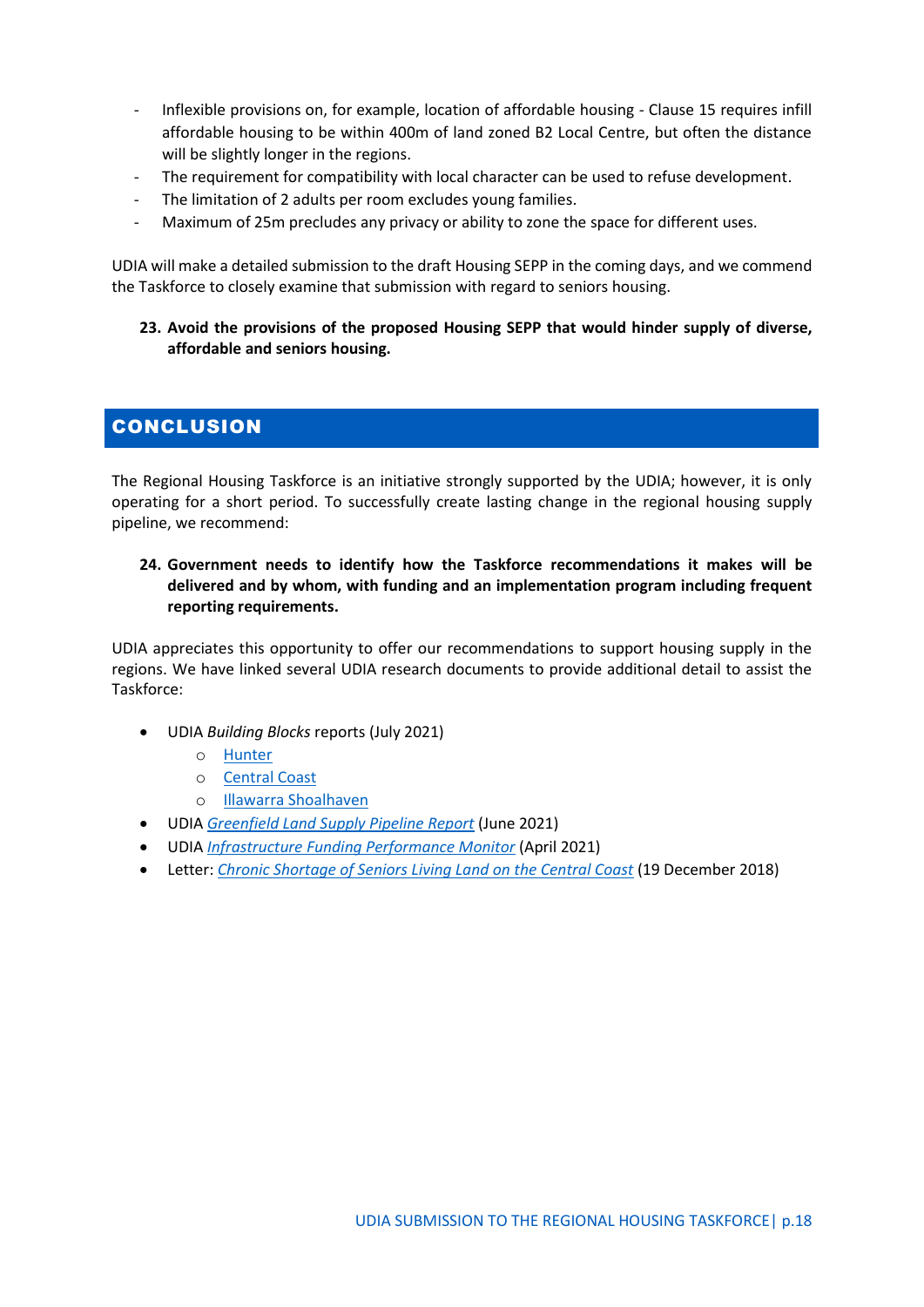- Inflexible provisions on, for example, location of affordable housing - Clause 15 requires infill affordable housing to be within 400m of land zoned B2 Local Centre, but often the distance will be slightly longer in the regions.
- The requirement for compatibility with local character can be used to refuse development.
- The limitation of 2 adults per room excludes young families.
- Maximum of 25m precludes any privacy or ability to zone the space for different uses.

UDIA will make a detailed submission to the draft Housing SEPP in the coming days, and we commend the Taskforce to closely examine that submission with regard to seniors housing.

**23. Avoid the provisions of the proposed Housing SEPP that would hinder supply of diverse, affordable and seniors housing.**

## CONCLUSION

The Regional Housing Taskforce is an initiative strongly supported by the UDIA; however, it is only operating for a short period. To successfully create lasting change in the regional housing supply pipeline, we recommend:

**24. Government needs to identify how the Taskforce recommendations it makes will be delivered and by whom, with funding and an implementation program including frequent reporting requirements.**

UDIA appreciates this opportunity to offer our recommendations to support housing supply in the regions. We have linked several UDIA research documents to provide additional detail to assist the Taskforce:

- UDIA *Building Blocks* reports (July 2021)
  - Hunter
  - Central Coast
  - Illawarra Shoalhaven
- UDIA *Greenfield Land Supply Pipeline Report* (June 2021)
- UDIA *Infrastructure Funding Performance Monitor* (April 2021)
- Letter: *Chronic Shortage of Seniors Living Land on the Central Coast* (19 December 2018)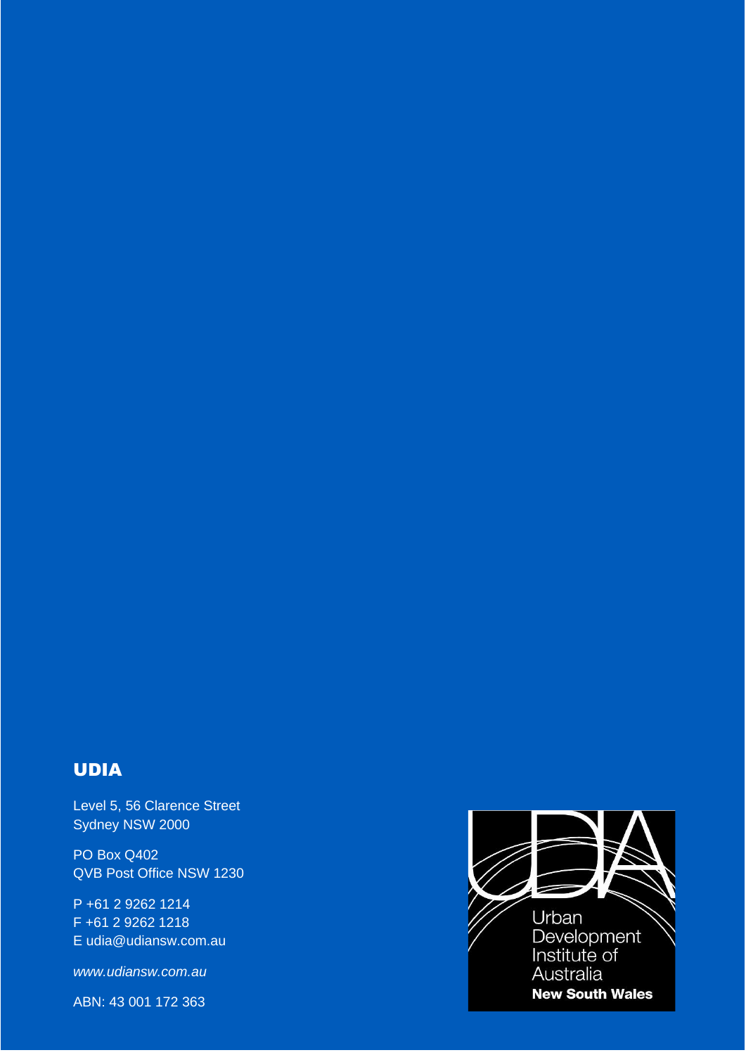**UDIA**

Level 5, 56 Clarence Street
Sydney NSW 2000

PO Box Q402
QVB Post Office NSW 1230

P +61 2 9262 1214
F +61 2 9262 1218
E udia@udiansw.com.au

*www.udiansw.com.au*

ABN: 43 001 172 363

Urban
Development
Institute of
Australia
**New South Wales**